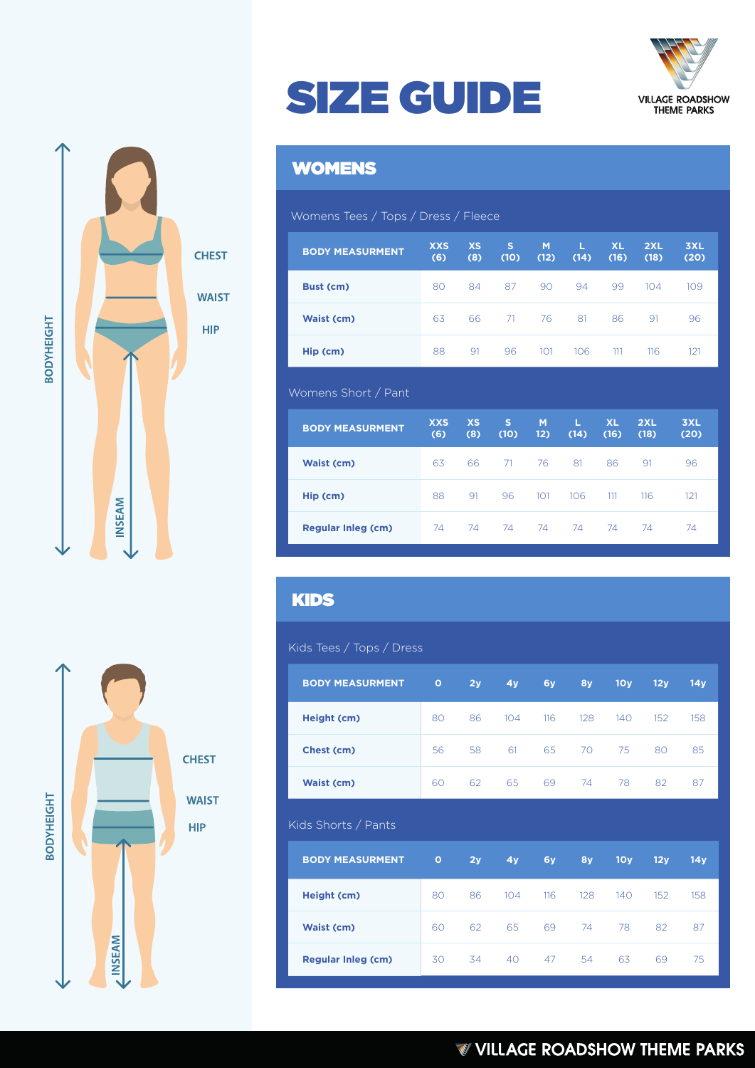# SIZE GUIDE

VILLAGE ROADSHOW THEME PARKS

BODYHEIGHT

CHEST

WAIST

HIP

INSEAM

## WOMENS

### Womens Tees / Tops / Dress / Fleece

| BODY MEASURMENT | XXS (6) | XS (8) | S (10) | M (12) | L (14) | XL (16) | 2XL (18) | 3XL (20) |
|---|---|---|---|---|---|---|---|---|
| Bust (cm) | 80 | 84 | 87 | 90 | 94 | 99 | 104 | 109 |
| Waist (cm) | 63 | 66 | 71 | 76 | 81 | 86 | 91 | 96 |
| Hip (cm) | 88 | 91 | 96 | 101 | 106 | 111 | 116 | 121 |

### Womens Short / Pant

| BODY MEASURMENT | XXS (6) | XS (8) | S (10) | M 12) | L (14) | XL (16) | 2XL (18) | 3XL (20) |
|---|---|---|---|---|---|---|---|---|
| Waist (cm) | 63 | 66 | 71 | 76 | 81 | 86 | 91 | 96 |
| Hip (cm) | 88 | 91 | 96 | 101 | 106 | 111 | 116 | 121 |
| Regular Inleg (cm) | 74 | 74 | 74 | 74 | 74 | 74 | 74 | 74 |

BODYHEIGHT

CHEST

WAIST

HIP

INSEAM

## KIDS

### Kids Tees / Tops / Dress

| BODY MEASURMENT | 0 | 2y | 4y | 6y | 8y | 10y | 12y | 14y |
|---|---|---|---|---|---|---|---|---|
| Height (cm) | 80 | 86 | 104 | 116 | 128 | 140 | 152 | 158 |
| Chest (cm) | 56 | 58 | 61 | 65 | 70 | 75 | 80 | 85 |
| Waist (cm) | 60 | 62 | 65 | 69 | 74 | 78 | 82 | 87 |

### Kids Shorts / Pants

| BODY MEASURMENT | 0 | 2y | 4y | 6y | 8y | 10y | 12y | 14y |
|---|---|---|---|---|---|---|---|---|
| Height (cm) | 80 | 86 | 104 | 116 | 128 | 140 | 152 | 158 |
| Waist (cm) | 60 | 62 | 65 | 69 | 74 | 78 | 82 | 87 |
| Regular Inleg (cm) | 30 | 34 | 40 | 47 | 54 | 63 | 69 | 75 |

VILLAGE ROADSHOW THEME PARKS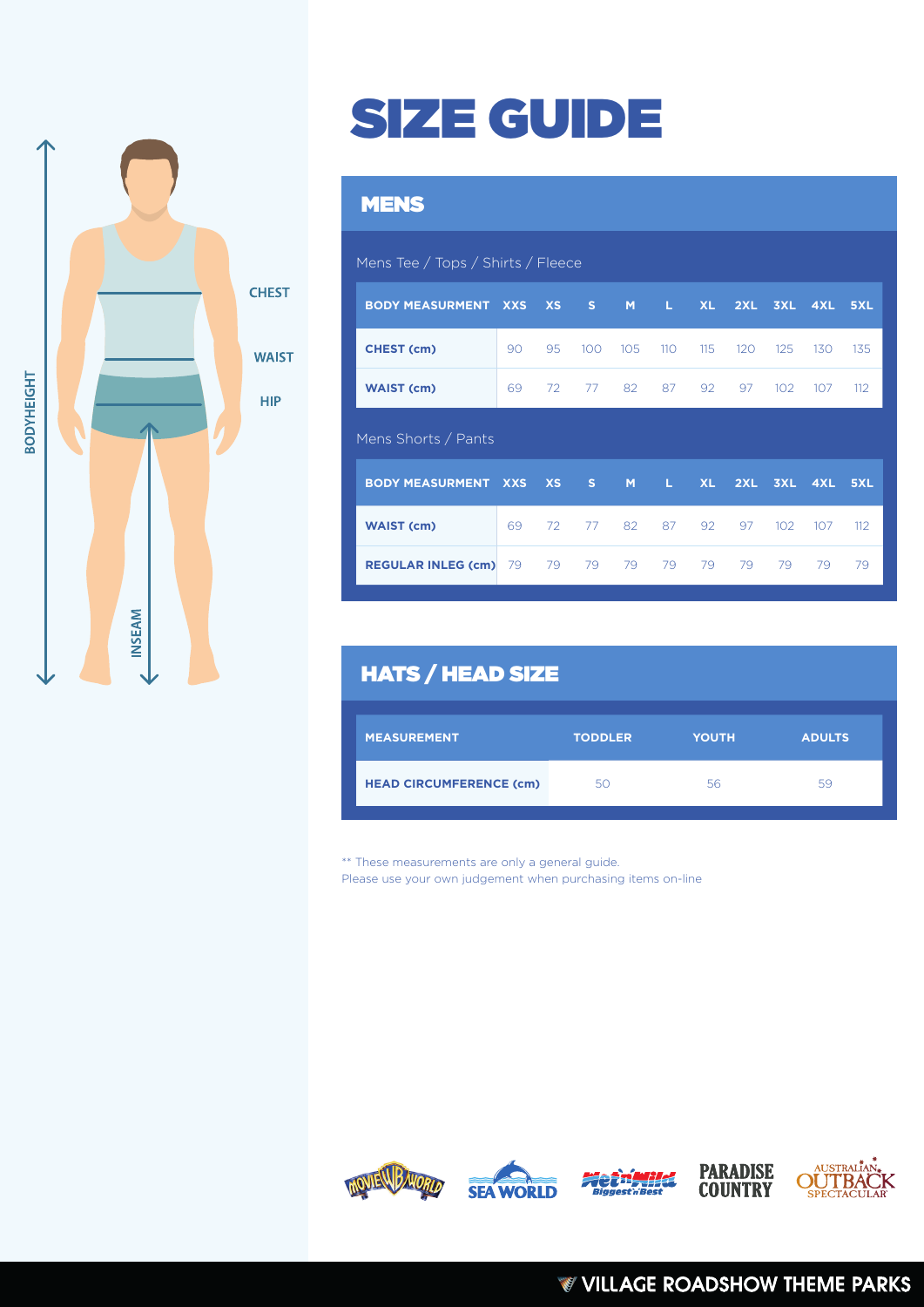# SIZE GUIDE

BODYHEIGHT
CHEST
WAIST
HIP
INSEAM

## MENS

Mens Tee / Tops / Shirts / Fleece

| BODY MEASURMENT | XXS | XS | S | M | L | XL | 2XL | 3XL | 4XL | 5XL |
|---|---|---|---|---|---|---|---|---|---|---|
| CHEST (cm) | 90 | 95 | 100 | 105 | 110 | 115 | 120 | 125 | 130 | 135 |
| WAIST (cm) | 69 | 72 | 77 | 82 | 87 | 92 | 97 | 102 | 107 | 112 |

Mens Shorts / Pants

| BODY MEASURMENT | XXS | XS | S | M | L | XL | 2XL | 3XL | 4XL | 5XL |
|---|---|---|---|---|---|---|---|---|---|---|
| WAIST (cm) | 69 | 72 | 77 | 82 | 87 | 92 | 97 | 102 | 107 | 112 |
| REGULAR INLEG (cm) | 79 | 79 | 79 | 79 | 79 | 79 | 79 | 79 | 79 | 79 |

## HATS / HEAD SIZE

| MEASUREMENT | TODDLER | YOUTH | ADULTS |
|---|---|---|---|
| HEAD CIRCUMFERENCE (cm) | 50 | 56 | 59 |

** These measurements are only a general guide.
Please use your own judgement when purchasing items on-line

VILLAGE ROADSHOW THEME PARKS